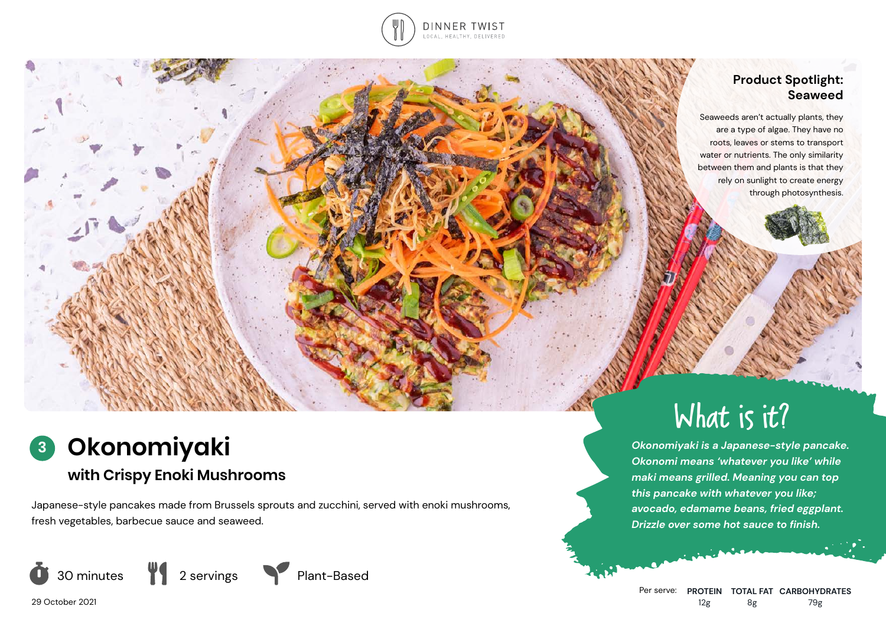DINNER TWIST
LOCAL, HEALTHY, DELIVERED

## Product Spotlight: Seaweed

Seaweeds aren't actually plants, they are a type of algae. They have no roots, leaves or stems to transport water or nutrients. The only similarity between them and plants is that they rely on sunlight to create energy through photosynthesis.

# 3 Okonomiyaki

## with Crispy Enoki Mushrooms

Japanese-style pancakes made from Brussels sprouts and zucchini, served with enoki mushrooms, fresh vegetables, barbecue sauce and seaweed.

30 minutes | 2 servings | Plant-Based

29 October 2021

## What is it?

***Okonomiyaki is a Japanese-style pancake. Okonomi means 'whatever you like' while maki means grilled. Meaning you can top this pancake with whatever you like; avocado, edamame beans, fried eggplant. Drizzle over some hot sauce to finish.***

| Per serve: | PROTEIN | TOTAL FAT | CARBOHYDRATES |
|---|---|---|---|
| | 12g | 8g | 79g |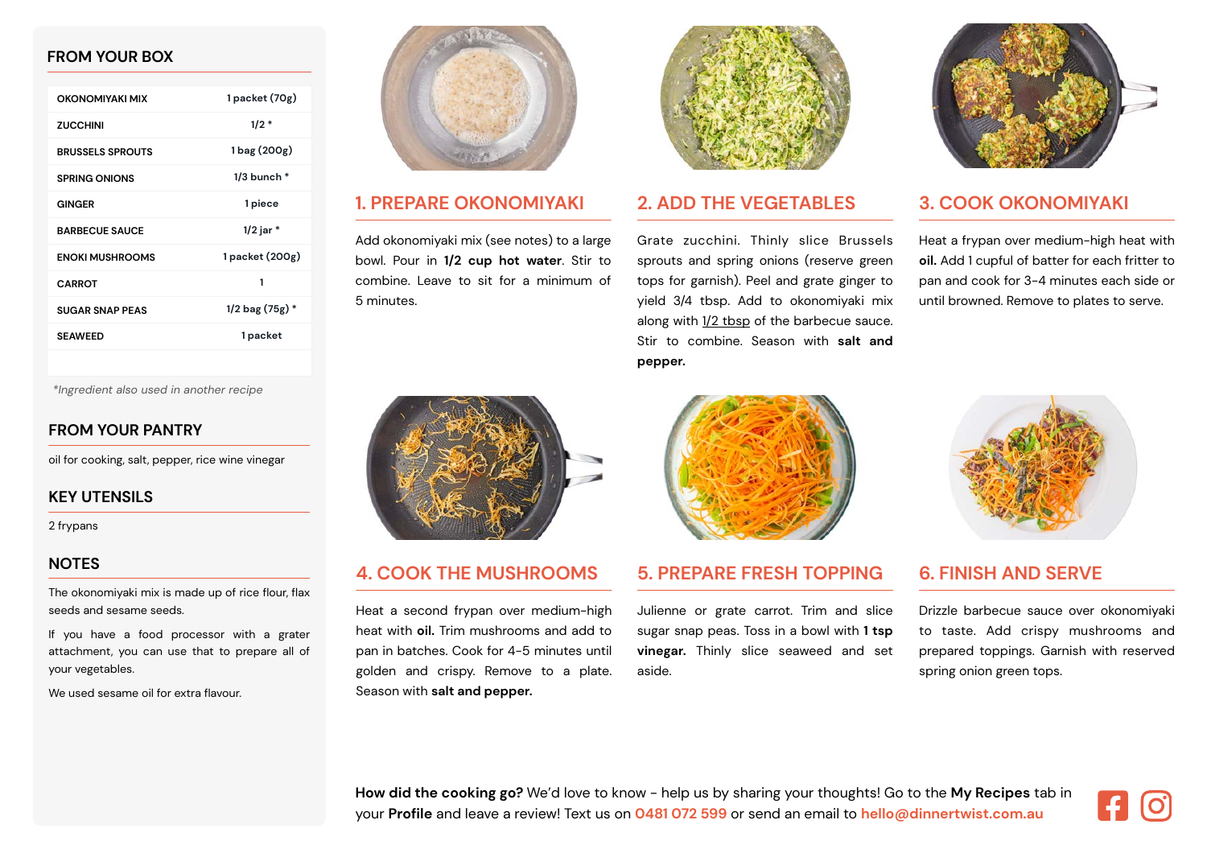## FROM YOUR BOX

| | |
|---|---|
| OKONOMIYAKI MIX | 1 packet (70g) |
| ZUCCHINI | 1/2 * |
| BRUSSELS SPROUTS | 1 bag (200g) |
| SPRING ONIONS | 1/3 bunch * |
| GINGER | 1 piece |
| BARBECUE SAUCE | 1/2 jar * |
| ENOKI MUSHROOMS | 1 packet (200g) |
| CARROT | 1 |
| SUGAR SNAP PEAS | 1/2 bag (75g) * |
| SEAWEED | 1 packet |

*\*Ingredient also used in another recipe*

## FROM YOUR PANTRY

oil for cooking, salt, pepper, rice wine vinegar

## KEY UTENSILS

2 frypans

## NOTES

The okonomiyaki mix is made up of rice flour, flax seeds and sesame seeds.

If you have a food processor with a grater attachment, you can use that to prepare all of your vegetables.

We used sesame oil for extra flavour.

## 1. PREPARE OKONOMIYAKI

Add okonomiyaki mix (see notes) to a large bowl. Pour in **1/2 cup hot water**. Stir to combine. Leave to sit for a minimum of 5 minutes.

## 2. ADD THE VEGETABLES

Grate zucchini. Thinly slice Brussels sprouts and spring onions (reserve green tops for garnish). Peel and grate ginger to yield 3/4 tbsp. Add to okonomiyaki mix along with 1/2 tbsp of the barbecue sauce. Stir to combine. Season with **salt and pepper.**

## 3. COOK OKONOMIYAKI

Heat a frypan over medium-high heat with **oil.** Add 1 cupful of batter for each fritter to pan and cook for 3-4 minutes each side or until browned. Remove to plates to serve.

## 4. COOK THE MUSHROOMS

Heat a second frypan over medium-high heat with **oil.** Trim mushrooms and add to pan in batches. Cook for 4-5 minutes until golden and crispy. Remove to a plate. Season with **salt and pepper.**

## 5. PREPARE FRESH TOPPING

Julienne or grate carrot. Trim and slice sugar snap peas. Toss in a bowl with **1 tsp vinegar.** Thinly slice seaweed and set aside.

## 6. FINISH AND SERVE

Drizzle barbecue sauce over okonomiyaki to taste. Add crispy mushrooms and prepared toppings. Garnish with reserved spring onion green tops.

**How did the cooking go?** We'd love to know - help us by sharing your thoughts! Go to the **My Recipes** tab in your **Profile** and leave a review! Text us on 0481 072 599 or send an email to hello@dinnertwist.com.au